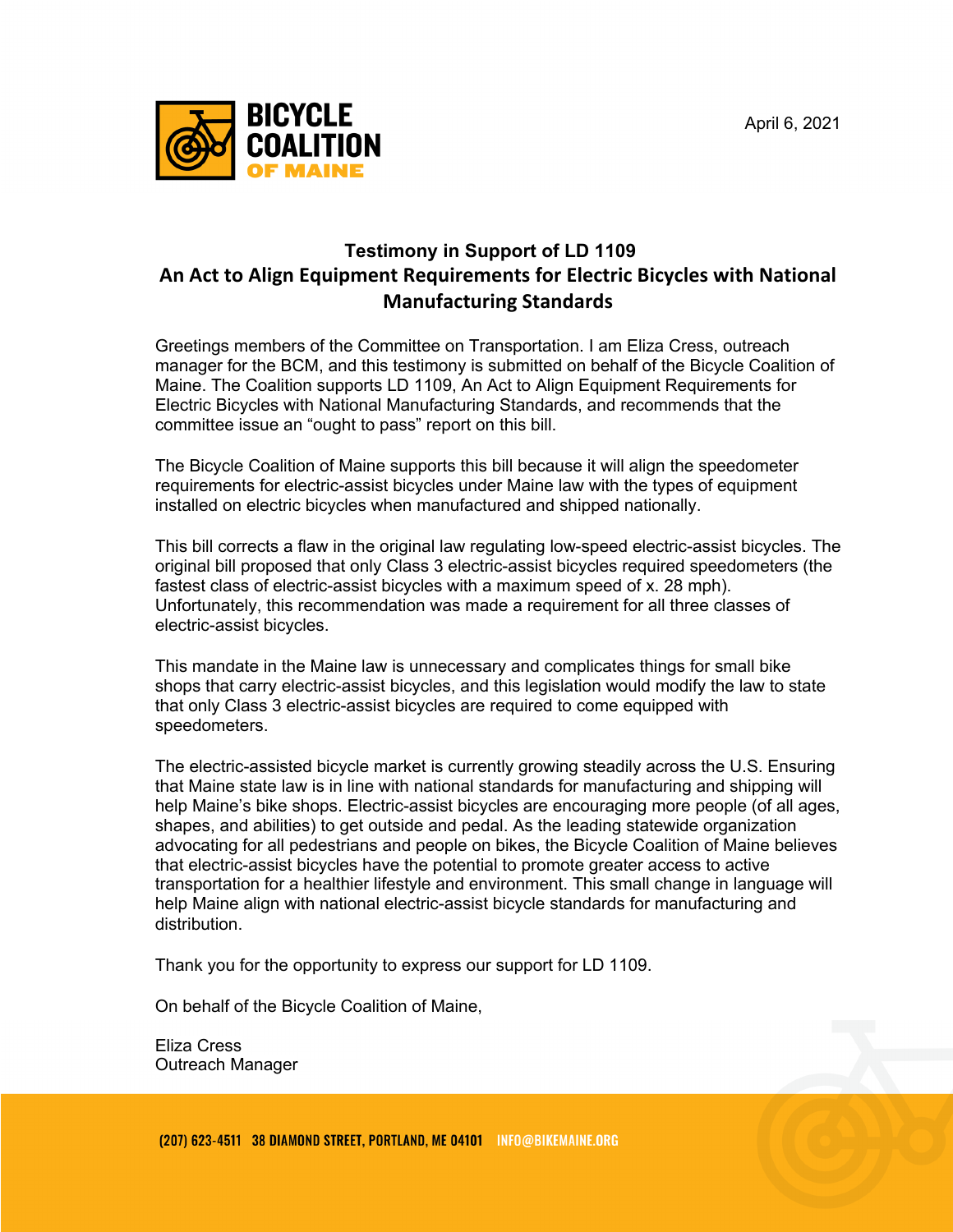BICYCLE COALITION OF MAINE

April 6, 2021

## Testimony in Support of LD 1109
## An Act to Align Equipment Requirements for Electric Bicycles with National Manufacturing Standards

Greetings members of the Committee on Transportation. I am Eliza Cress, outreach manager for the BCM, and this testimony is submitted on behalf of the Bicycle Coalition of Maine. The Coalition supports LD 1109, An Act to Align Equipment Requirements for Electric Bicycles with National Manufacturing Standards, and recommends that the committee issue an "ought to pass" report on this bill.

The Bicycle Coalition of Maine supports this bill because it will align the speedometer requirements for electric-assist bicycles under Maine law with the types of equipment installed on electric bicycles when manufactured and shipped nationally.

This bill corrects a flaw in the original law regulating low-speed electric-assist bicycles. The original bill proposed that only Class 3 electric-assist bicycles required speedometers (the fastest class of electric-assist bicycles with a maximum speed of x. 28 mph). Unfortunately, this recommendation was made a requirement for all three classes of electric-assist bicycles.

This mandate in the Maine law is unnecessary and complicates things for small bike shops that carry electric-assist bicycles, and this legislation would modify the law to state that only Class 3 electric-assist bicycles are required to come equipped with speedometers.

The electric-assisted bicycle market is currently growing steadily across the U.S. Ensuring that Maine state law is in line with national standards for manufacturing and shipping will help Maine's bike shops. Electric-assist bicycles are encouraging more people (of all ages, shapes, and abilities) to get outside and pedal. As the leading statewide organization advocating for all pedestrians and people on bikes, the Bicycle Coalition of Maine believes that electric-assist bicycles have the potential to promote greater access to active transportation for a healthier lifestyle and environment. This small change in language will help Maine align with national electric-assist bicycle standards for manufacturing and distribution.

Thank you for the opportunity to express our support for LD 1109.

On behalf of the Bicycle Coalition of Maine,

Eliza Cress
Outreach Manager

(207) 623-4511 38 DIAMOND STREET, PORTLAND, ME 04101 INFO@BIKEMAINE.ORG